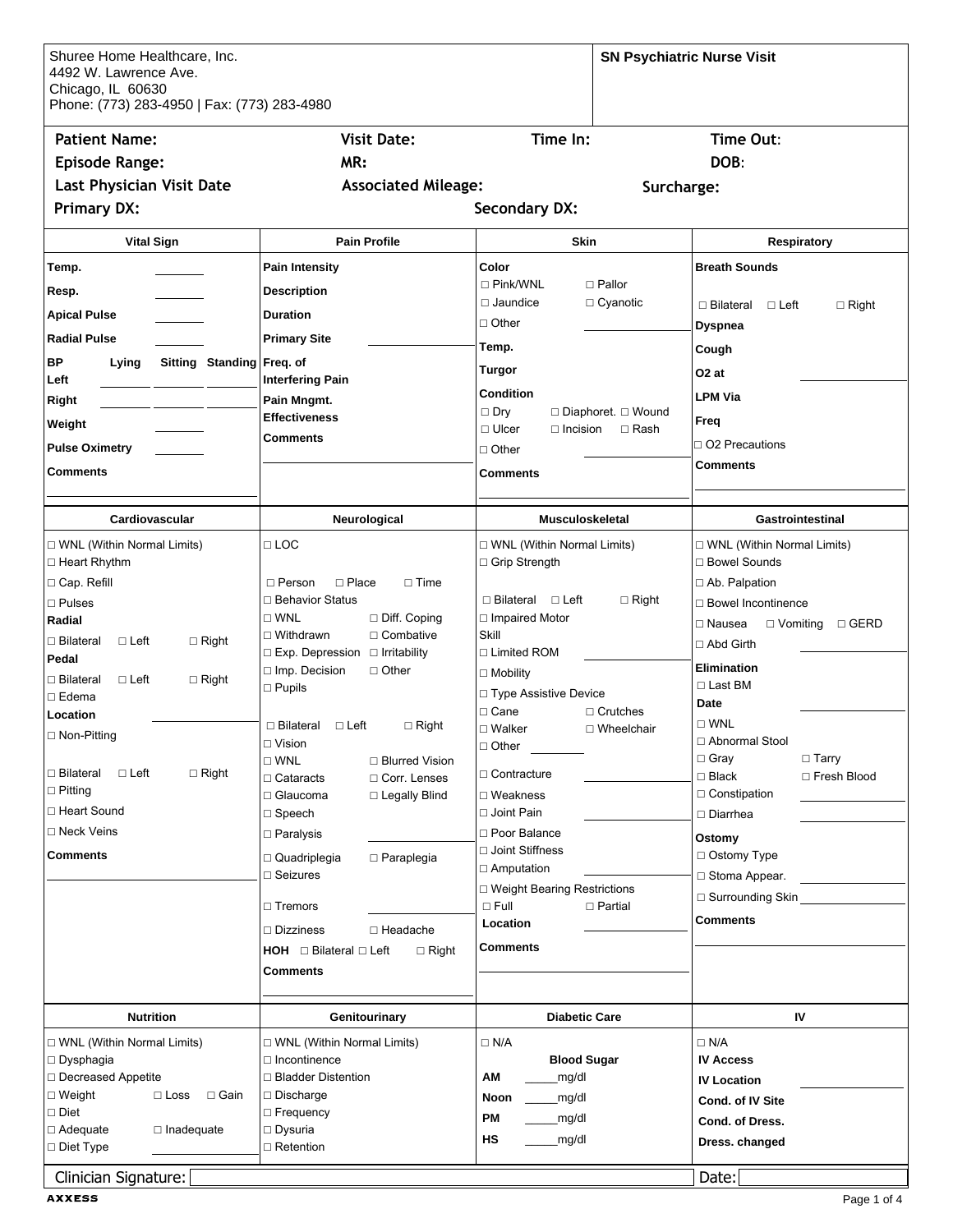Shuree Home Healthcare, Inc.
4492 W. Lawrence Ave.
Chicago, IL 60630
Phone: (773) 283-4950 | Fax: (773) 283-4980

**SN Psychiatric Nurse Visit**

| | | | |
|---|---|---|---|
| **Patient Name:** | **Visit Date:** | **Time In:** | **Time Out:** |
| **Episode Range:** | **MR:** | | **DOB:** |
| **Last Physician Visit Date** | **Associated Mileage:** | | **Surcharge:** |
| **Primary DX:** | | **Secondary DX:** | |

| Vital Sign | Pain Profile | Skin | Respiratory |
|---|---|---|---|
| **Temp.** ______<br>**Resp.** ______<br>**Apical Pulse** ______<br>**Radial Pulse** ______<br>**BP** Lying Sitting Standing<br>**Left** ______ ______ ______<br>**Right** ______ ______ ______<br>**Weight** ______<br>**Pulse Oximetry** ______<br>**Comments**<br>______ | **Pain Intensity**<br>**Description**<br>**Duration**<br>**Primary Site** ______<br>**Freq. of Interfering Pain**<br>**Pain Mngmt. Effectiveness**<br>**Comments**<br>______ | **Color**<br>□ Pink/WNL □ Pallor<br>□ Jaundice □ Cyanotic<br>□ Other ______<br>**Temp.**<br>**Turgor**<br>**Condition**<br>□ Dry □ Diaphoret. □ Wound<br>□ Ulcer □ Incision □ Rash<br>□ Other ______<br>**Comments**<br>______ | **Breath Sounds**<br>□ Bilateral □ Left □ Right<br>**Dyspnea**<br>**Cough**<br>**O2 at** ______<br>**LPM Via**<br>**Freq**<br>□ O2 Precautions<br>**Comments**<br>______ |

| Cardiovascular | Neurological | Musculoskeletal | Gastrointestinal |
|---|---|---|---|
| □ WNL (Within Normal Limits)<br>□ Heart Rhythm<br>□ Cap. Refill<br>□ Pulses<br>**Radial**<br>□ Bilateral □ Left □ Right<br>**Pedal**<br>□ Bilateral □ Left □ Right<br>□ Edema<br>**Location** ______<br>□ Non-Pitting<br>□ Bilateral □ Left □ Right<br>□ Pitting<br>□ Heart Sound<br>□ Neck Veins<br>**Comments**<br>______ | □ LOC<br>□ Person □ Place □ Time<br>□ Behavior Status<br>□ WNL □ Diff. Coping<br>□ Withdrawn □ Combative<br>□ Exp. Depression □ Irritability<br>□ Imp. Decision □ Other<br>□ Pupils<br>□ Bilateral □ Left □ Right<br>□ Vision<br>□ WNL □ Blurred Vision<br>□ Cataracts □ Corr. Lenses<br>□ Glaucoma □ Legally Blind<br>□ Speech<br>□ Paralysis ______<br>□ Quadriplegia □ Paraplegia<br>□ Seizures<br>□ Tremors ______<br>□ Dizziness □ Headache<br>**HOH** □ Bilateral □ Left □ Right<br>**Comments**<br>______ | □ WNL (Within Normal Limits)<br>□ Grip Strength<br>□ Bilateral □ Left □ Right<br>□ Impaired Motor Skill<br>□ Limited ROM ______<br>□ Mobility<br>□ Type Assistive Device<br>□ Cane □ Crutches<br>□ Walker □ Wheelchair<br>□ Other ______<br>□ Contracture ______<br>□ Weakness<br>□ Joint Pain ______<br>□ Poor Balance<br>□ Joint Stiffness<br>□ Amputation ______<br>□ Weight Bearing Restrictions<br>□ Full □ Partial<br>**Location** ______<br>**Comments**<br>______ | □ WNL (Within Normal Limits)<br>□ Bowel Sounds<br>□ Ab. Palpation<br>□ Bowel Incontinence<br>□ Nausea □ Vomiting □ GERD<br>□ Abd Girth ______<br>**Elimination**<br>□ Last BM<br>**Date** ______<br>□ WNL<br>□ Abnormal Stool<br>□ Gray □ Tarry<br>□ Black □ Fresh Blood<br>□ Constipation ______<br>□ Diarrhea ______<br>**Ostomy**<br>□ Ostomy Type ______<br>□ Stoma Appear. ______<br>□ Surrounding Skin ______<br>**Comments**<br>______ |

| Nutrition | Genitourinary | Diabetic Care | IV |
|---|---|---|---|
| □ WNL (Within Normal Limits)<br>□ Dysphagia<br>□ Decreased Appetite<br>□ Weight □ Loss □ Gain<br>□ Diet<br>□ Adequate □ Inadequate<br>□ Diet Type ______ | □ WNL (Within Normal Limits)<br>□ Incontinence<br>□ Bladder Distention<br>□ Discharge<br>□ Frequency<br>□ Dysuria<br>□ Retention | □ N/A<br>**Blood Sugar**<br>**AM** _____mg/dl<br>**Noon** _____mg/dl<br>**PM** _____mg/dl<br>**HS** _____mg/dl | □ N/A<br>**IV Access**<br>**IV Location** ______<br>**Cond. of IV Site**<br>**Cond. of Dress.**<br>**Dress. changed** |

Clinician Signature: ______ Date: ______

AXXESS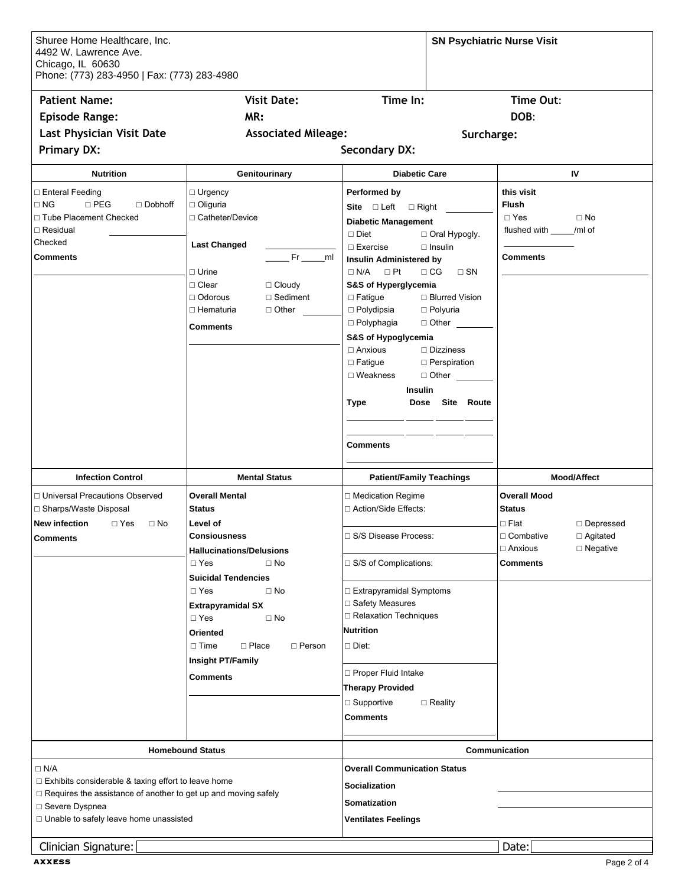Shuree Home Healthcare, Inc.
4492 W. Lawrence Ave.
Chicago, IL 60630
Phone: (773) 283-4950 | Fax: (773) 283-4980

**SN Psychiatric Nurse Visit**

**Patient Name:** **Visit Date:** **Time In:** **Time Out:**
**Episode Range:** **MR:** **DOB:**
**Last Physician Visit Date** **Associated Mileage:** **Surcharge:**
**Primary DX:** **Secondary DX:**

## Nutrition

□ Enteral Feeding
□ NG □ PEG □ Dobhoff
□ Tube Placement Checked
□ Residual Checked ________
**Comments**
________

## Genitourinary

□ Urgency
□ Oliguria
□ Catheter/Device
**Last Changed** ________
_____ Fr _____ml
□ Urine
□ Clear □ Cloudy
□ Odorous □ Sediment
□ Hematuria □ Other ________
**Comments**
________

## Diabetic Care

**Performed by**
**Site** □ Left □ Right ________
**Diabetic Management**
□ Diet □ Oral Hypogly.
□ Exercise □ Insulin
**Insulin Administered by**
□ N/A □ Pt □ CG □ SN
**S&S of Hyperglycemia**
□ Fatigue □ Blurred Vision
□ Polydipsia □ Polyuria
□ Polyphagia □ Other ________
**S&S of Hypoglycemia**
□ Anxious □ Dizziness
□ Fatigue □ Perspiration
□ Weakness □ Other ________

**Insulin**

| Type | Dose | Site | Route |
|---|---|---|---|
| | | | |
| | | | |

**Comments**
________

## IV

**this visit**
**Flush**
□ Yes □ No
flushed with _____/ml of ________
**Comments**
________

## Infection Control

□ Universal Precautions Observed
□ Sharps/Waste Disposal
**New infection** □ Yes □ No
**Comments**
________

## Mental Status

**Overall Mental Status**
**Level of Consiousness**
**Hallucinations/Delusions**
□ Yes □ No
**Suicidal Tendencies**
□ Yes □ No
**Extrapyramidal SX**
□ Yes □ No
**Oriented**
□ Time □ Place □ Person
**Insight PT/Family**
**Comments**
________

## Patient/Family Teachings

□ Medication Regime
□ Action/Side Effects:
________
□ S/S Disease Process:
________
□ S/S of Complications:
________
□ Extrapyramidal Symptoms
□ Safety Measures
□ Relaxation Techniques
**Nutrition**
□ Diet:
________
□ Proper Fluid Intake
**Therapy Provided**
□ Supportive □ Reality
**Comments**
________

## Mood/Affect

**Overall Mood Status**
□ Flat □ Depressed
□ Combative □ Agitated
□ Anxious □ Negative
**Comments**
________

## Homebound Status

□ N/A
□ Exhibits considerable & taxing effort to leave home
□ Requires the assistance of another to get up and moving safely
□ Severe Dyspnea
□ Unable to safely leave home unassisted

## Communication

**Overall Communication Status**
**Socialization** ________
**Somatization** ________
**Ventilates Feelings**

Clinician Signature: ________ Date: ________

AXXESS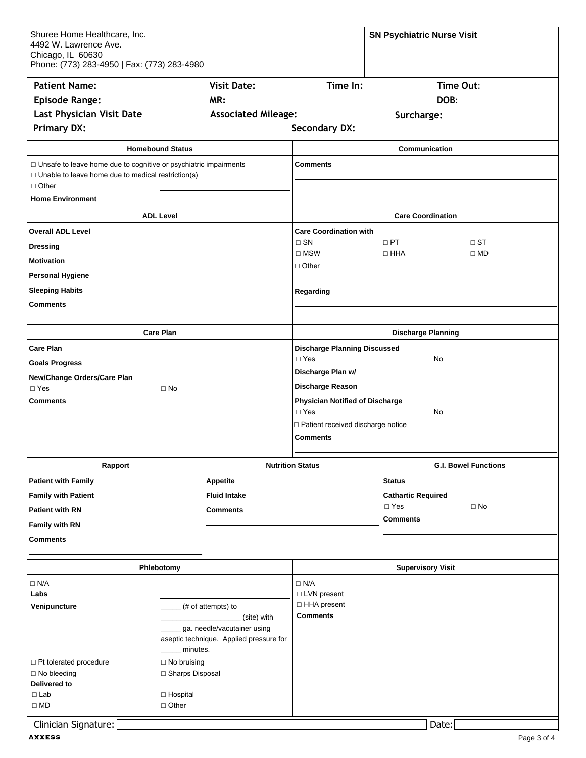Shuree Home Healthcare, Inc.
4492 W. Lawrence Ave.
Chicago, IL 60630
Phone: (773) 283-4950 | Fax: (773) 283-4980

**SN Psychiatric Nurse Visit**

| | | | |
|---|---|---|---|
| **Patient Name:** | **Visit Date:** | **Time In:** | **Time Out:** |
| **Episode Range:** | **MR:** | | **DOB:** |
| **Last Physician Visit Date** | **Associated Mileage:** | | **Surcharge:** |
| **Primary DX:** | | **Secondary DX:** | |

## Homebound Status

☐ Unsafe to leave home due to cognitive or psychiatric impairments
☐ Unable to leave home due to medical restriction(s)
☐ Other ______________________

**Home Environment**

## Communication

**Comments**

______________________

## ADL Level

**Overall ADL Level**

**Dressing**

**Motivation**

**Personal Hygiene**

**Sleeping Habits**

**Comments**

______________________

## Care Coordination

**Care Coordination with**

☐ SN ☐ PT ☐ ST
☐ MSW ☐ HHA ☐ MD
☐ Other

______________________

**Regarding**

______________________

## Care Plan

**Care Plan**

**Goals Progress**

**New/Change Orders/Care Plan**

☐ Yes ☐ No

**Comments**

______________________

## Discharge Planning

**Discharge Planning Discussed**

☐ Yes ☐ No

**Discharge Plan w/**

**Discharge Reason**

**Physician Notified of Discharge**

☐ Yes ☐ No

☐ Patient received discharge notice

**Comments**

______________________

## Rapport

**Patient with Family**

**Family with Patient**

**Patient with RN**

**Family with RN**

**Comments**

______________________

## Nutrition Status

**Appetite**

**Fluid Intake**

**Comments**

______________________

## G.I. Bowel Functions

**Status**

**Cathartic Required**

☐ Yes ☐ No

**Comments**

______________________

## Phlebotomy

☐ N/A

**Labs** ______________________

**Venipuncture** _____ (# of attempts) to ____________________ (site) with _____ ga. needle/vacutainer using aseptic technique. Applied pressure for _____ minutes.

☐ Pt tolerated procedure ☐ No bruising
☐ No bleeding ☐ Sharps Disposal

**Delivered to**

☐ Lab ☐ Hospital
☐ MD ☐ Other

## Supervisory Visit

☐ N/A
☐ LVN present
☐ HHA present

**Comments**

______________________

Clinician Signature: ______________________ Date: __________

AXXESS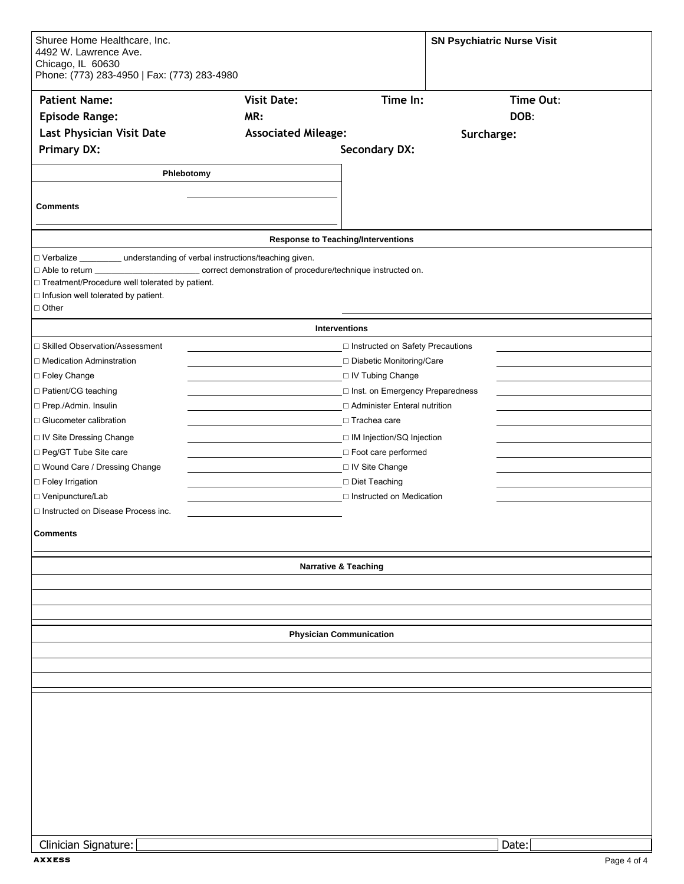Shuree Home Healthcare, Inc.
4492 W. Lawrence Ave.
Chicago, IL 60630
Phone: (773) 283-4950 | Fax: (773) 283-4980

**SN Psychiatric Nurse Visit**

| | | | |
|---|---|---|---|
| **Patient Name:** | **Visit Date:** | **Time In:** | **Time Out:** |
| **Episode Range:** | **MR:** | | **DOB:** |
| **Last Physician Visit Date** | **Associated Mileage:** | | **Surcharge:** |
| **Primary DX:** | | **Secondary DX:** | |

**Phlebotomy**

**Comments**

**Response to Teaching/Interventions**

□ Verbalize _________ understanding of verbal instructions/teaching given.
□ Able to return _______________________ correct demonstration of procedure/technique instructed on.
□ Treatment/Procedure well tolerated by patient.
□ Infusion well tolerated by patient.
□ Other

**Interventions**

| | | | |
|---|---|---|---|
| □ Skilled Observation/Assessment | | □ Instructed on Safety Precautions | |
| □ Medication Adminstration | | □ Diabetic Monitoring/Care | |
| □ Foley Change | | □ IV Tubing Change | |
| □ Patient/CG teaching | | □ Inst. on Emergency Preparedness | |
| □ Prep./Admin. Insulin | | □ Administer Enteral nutrition | |
| □ Glucometer calibration | | □ Trachea care | |
| □ IV Site Dressing Change | | □ IM Injection/SQ Injection | |
| □ Peg/GT Tube Site care | | □ Foot care performed | |
| □ Wound Care / Dressing Change | | □ IV Site Change | |
| □ Foley Irrigation | | □ Diet Teaching | |
| □ Venipuncture/Lab | | □ Instructed on Medication | |
| □ Instructed on Disease Process inc. | | | |

**Comments**

**Narrative & Teaching**

**Physician Communication**

Clinician Signature: Date:

AXXESS